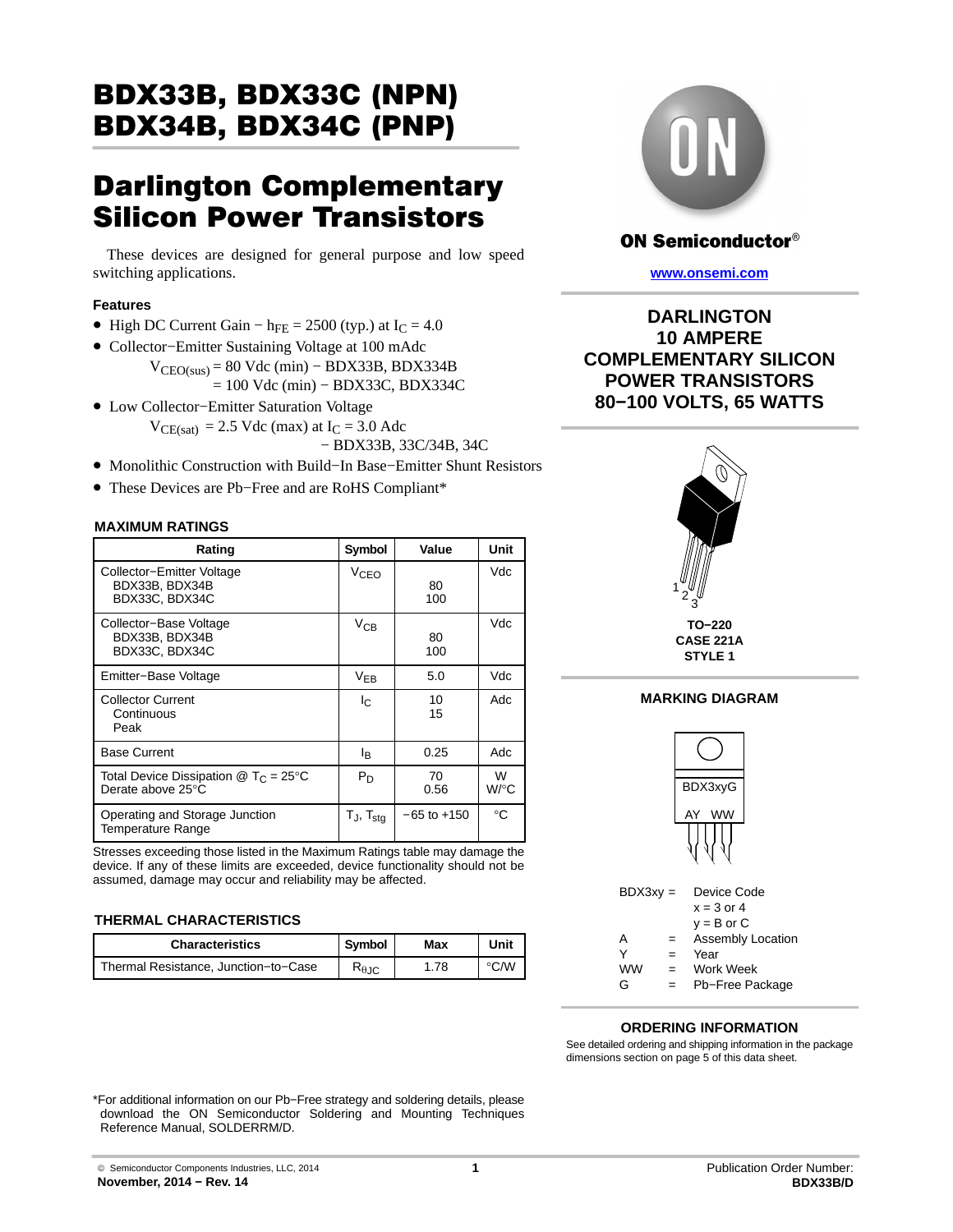# BDX33B, BDX33C (NPN) BDX34B, BDX34C (PNP)

# Darlington Complementary Silicon Power Transistors

These devices are designed for general purpose and low speed switching applications.

### Features

- High DC Current Gain − $h_{FE}$ = 2500 (typ.) at $I_C$ = 4.0
- Collector−Emitter Sustaining Voltage at 100 mAdc
  $V_{CEO(sus)}$ = 80 Vdc (min) − BDX33B, BDX334B
  = 100 Vdc (min) − BDX33C, BDX334C
- Low Collector−Emitter Saturation Voltage
  $V_{CE(sat)}$ = 2.5 Vdc (max) at $I_C$ = 3.0 Adc
  − BDX33B, 33C/34B, 34C
- Monolithic Construction with Build−In Base−Emitter Shunt Resistors
- These Devices are Pb−Free and are RoHS Compliant*

**ON Semiconductor®**

**www.onsemi.com**

**DARLINGTON 10 AMPERE COMPLEMENTARY SILICON POWER TRANSISTORS 80−100 VOLTS, 65 WATTS**

**TO−220 CASE 221A STYLE 1**

### MAXIMUM RATINGS

| Rating | Symbol | Value | Unit |
|---|---|---|---|
| Collector−Emitter Voltage BDX33B, BDX34B BDX33C, BDX34C | $V_{CEO}$ | 80 100 | Vdc |
| Collector−Base Voltage BDX33B, BDX34B BDX33C, BDX34C | $V_{CB}$ | 80 100 | Vdc |
| Emitter−Base Voltage | $V_{EB}$ | 5.0 | Vdc |
| Collector Current Continuous Peak | $I_C$ | 10 15 | Adc |
| Base Current | $I_B$ | 0.25 | Adc |
| Total Device Dissipation @ $T_C$ = 25°C Derate above 25°C | $P_D$ | 70 0.56 | W W/°C |
| Operating and Storage Junction Temperature Range | $T_J$, $T_{stg}$ | −65 to +150 | °C |

Stresses exceeding those listed in the Maximum Ratings table may damage the device. If any of these limits are exceeded, device functionality should not be assumed, damage may occur and reliability may be affected.

### THERMAL CHARACTERISTICS

| Characteristics | Symbol | Max | Unit |
|---|---|---|---|
| Thermal Resistance, Junction−to−Case | $R_{\theta JC}$ | 1.78 | °C/W |

### MARKING DIAGRAM

BDX3xyG
AY WW

BDX3xy = Device Code
x = 3 or 4
y = B or C
A = Assembly Location
Y = Year
WW = Work Week
G = Pb−Free Package

### ORDERING INFORMATION

See detailed ordering and shipping information in the package dimensions section on page 5 of this data sheet.

*For additional information on our Pb−Free strategy and soldering details, please download the ON Semiconductor Soldering and Mounting Techniques Reference Manual, SOLDERRM/D.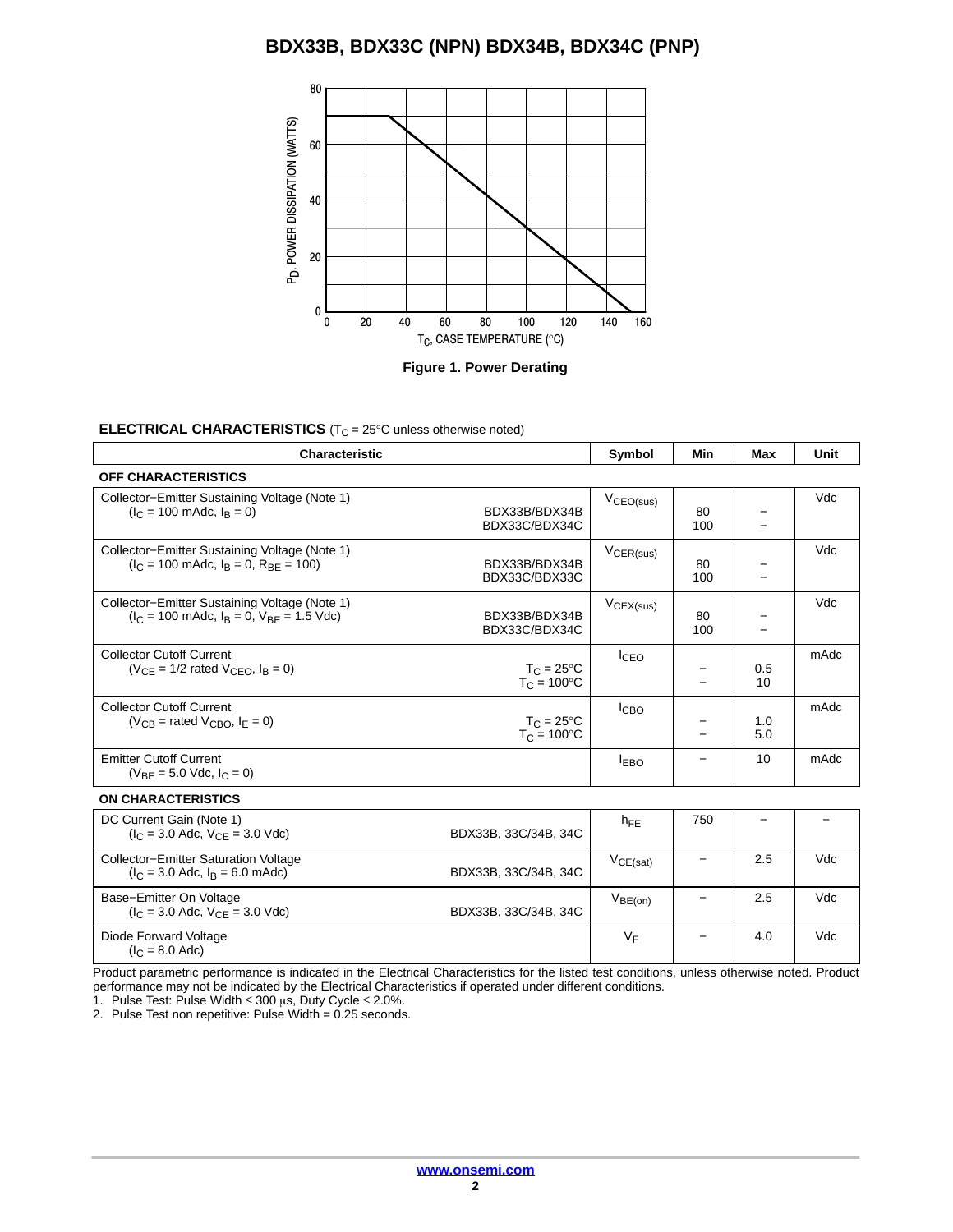Figure 1. Power Derating

**ELECTRICAL CHARACTERISTICS** ($T_C$ = 25°C unless otherwise noted)

| Characteristic | | Symbol | Min | Max | Unit |
|---|---|---|---|---|---|
| **OFF CHARACTERISTICS** | | | | | |
| Collector−Emitter Sustaining Voltage (Note 1) ($I_C$ = 100 mAdc, $I_B$ = 0) | BDX33B/BDX34B<br>BDX33C/BDX34C | $V_{CEO(sus)}$ | 80<br>100 | −<br>− | Vdc |
| Collector−Emitter Sustaining Voltage (Note 1) ($I_C$ = 100 mAdc, $I_B$ = 0, $R_{BE}$ = 100) | BDX33B/BDX34B<br>BDX33C/BDX33C | $V_{CER(sus)}$ | 80<br>100 | −<br>− | Vdc |
| Collector−Emitter Sustaining Voltage (Note 1) ($I_C$ = 100 mAdc, $I_B$ = 0, $V_{BE}$ = 1.5 Vdc) | BDX33B/BDX34B<br>BDX33C/BDX34C | $V_{CEX(sus)}$ | 80<br>100 | −<br>− | Vdc |
| Collector Cutoff Current ($V_{CE}$ = 1/2 rated $V_{CEO}$, $I_B$ = 0) | $T_C$ = 25°C<br>$T_C$ = 100°C | $I_{CEO}$ | −<br>− | 0.5<br>10 | mAdc |
| Collector Cutoff Current ($V_{CB}$ = rated $V_{CBO}$, $I_E$ = 0) | $T_C$ = 25°C<br>$T_C$ = 100°C | $I_{CBO}$ | −<br>− | 1.0<br>5.0 | mAdc |
| Emitter Cutoff Current ($V_{BE}$ = 5.0 Vdc, $I_C$ = 0) | | $I_{EBO}$ | − | 10 | mAdc |
| **ON CHARACTERISTICS** | | | | | |
| DC Current Gain (Note 1) ($I_C$ = 3.0 Adc, $V_{CE}$ = 3.0 Vdc) | BDX33B, 33C/34B, 34C | $h_{FE}$ | 750 | − | − |
| Collector−Emitter Saturation Voltage ($I_C$ = 3.0 Adc, $I_B$ = 6.0 mAdc) | BDX33B, 33C/34B, 34C | $V_{CE(sat)}$ | − | 2.5 | Vdc |
| Base−Emitter On Voltage ($I_C$ = 3.0 Adc, $V_{CE}$ = 3.0 Vdc) | BDX33B, 33C/34B, 34C | $V_{BE(on)}$ | − | 2.5 | Vdc |
| Diode Forward Voltage ($I_C$ = 8.0 Adc) | | $V_F$ | − | 4.0 | Vdc |

Product parametric performance is indicated in the Electrical Characteristics for the listed test conditions, unless otherwise noted. Product performance may not be indicated by the Electrical Characteristics if operated under different conditions.

1. Pulse Test: Pulse Width ≤ 300 μs, Duty Cycle ≤ 2.0%.
2. Pulse Test non repetitive: Pulse Width = 0.25 seconds.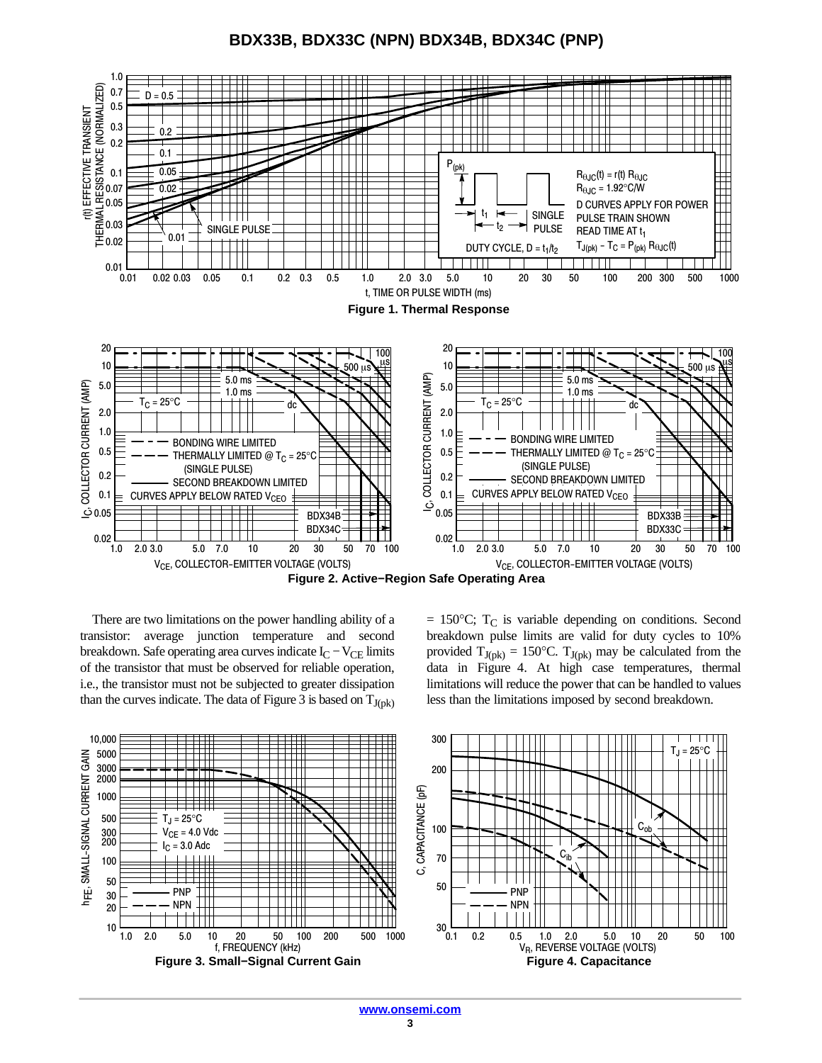Figure 1. Thermal Response

Figure 2. Active−Region Safe Operating Area

There are two limitations on the power handling ability of a transistor: average junction temperature and second breakdown. Safe operating area curves indicate $I_C - V_{CE}$ limits of the transistor that must be observed for reliable operation, i.e., the transistor must not be subjected to greater dissipation than the curves indicate. The data of Figure 3 is based on $T_{J(pk)} = 150°C$; $T_C$ is variable depending on conditions. Second breakdown pulse limits are valid for duty cycles to 10% provided $T_{J(pk)} = 150°C$. $T_{J(pk)}$ may be calculated from the data in Figure 4. At high case temperatures, thermal limitations will reduce the power that can be handled to values less than the limitations imposed by second breakdown.

Figure 3. Small−Signal Current Gain

Figure 4. Capacitance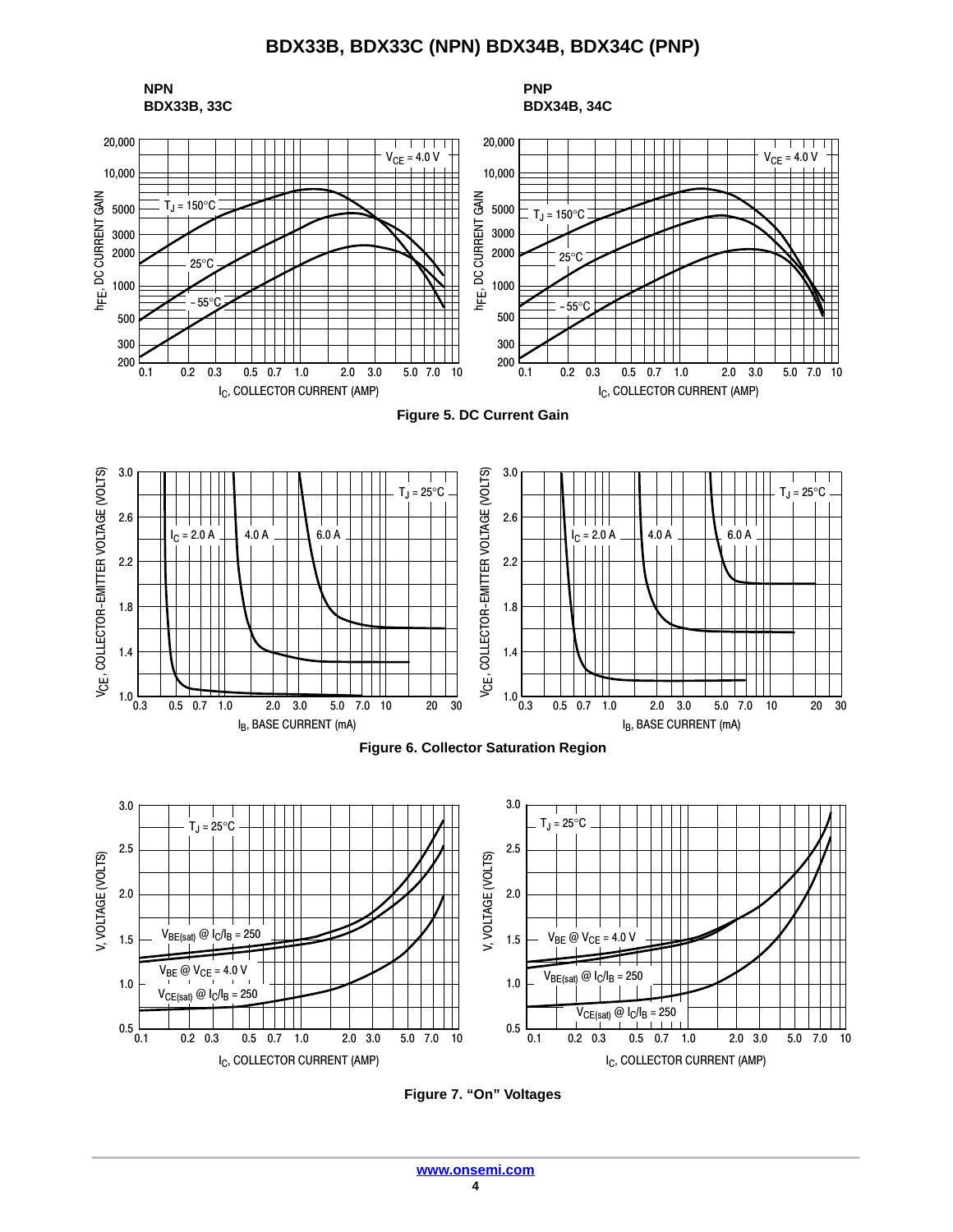**NPN**
**BDX33B, 33C**

**PNP**
**BDX34B, 34C**

**Figure 5. DC Current Gain**

**Figure 6. Collector Saturation Region**

**Figure 7. "On" Voltages**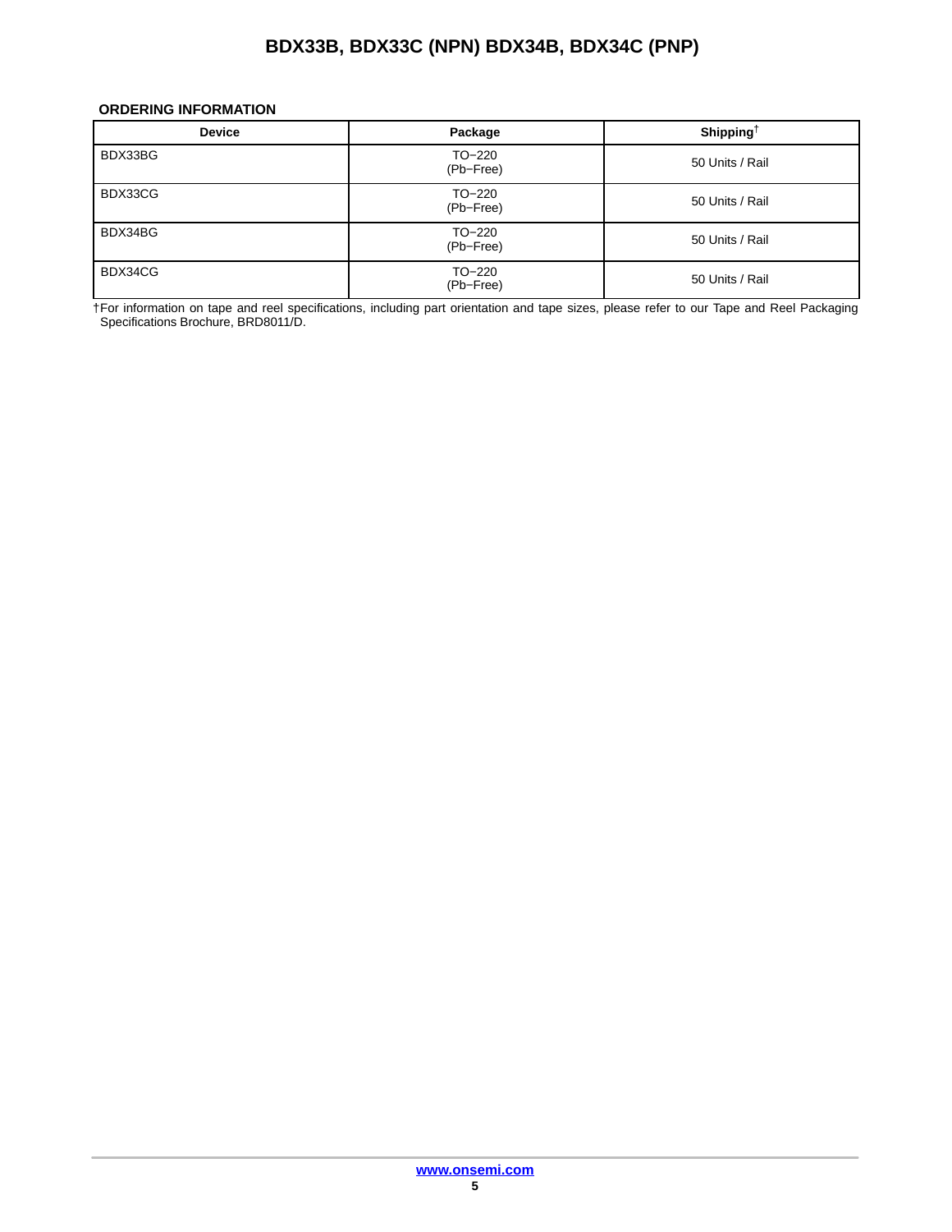## ORDERING INFORMATION

| Device | Package | Shipping† |
|---|---|---|
| BDX33BG | TO−220 (Pb−Free) | 50 Units / Rail |
| BDX33CG | TO−220 (Pb−Free) | 50 Units / Rail |
| BDX34BG | TO−220 (Pb−Free) | 50 Units / Rail |
| BDX34CG | TO−220 (Pb−Free) | 50 Units / Rail |

†For information on tape and reel specifications, including part orientation and tape sizes, please refer to our Tape and Reel Packaging Specifications Brochure, BRD8011/D.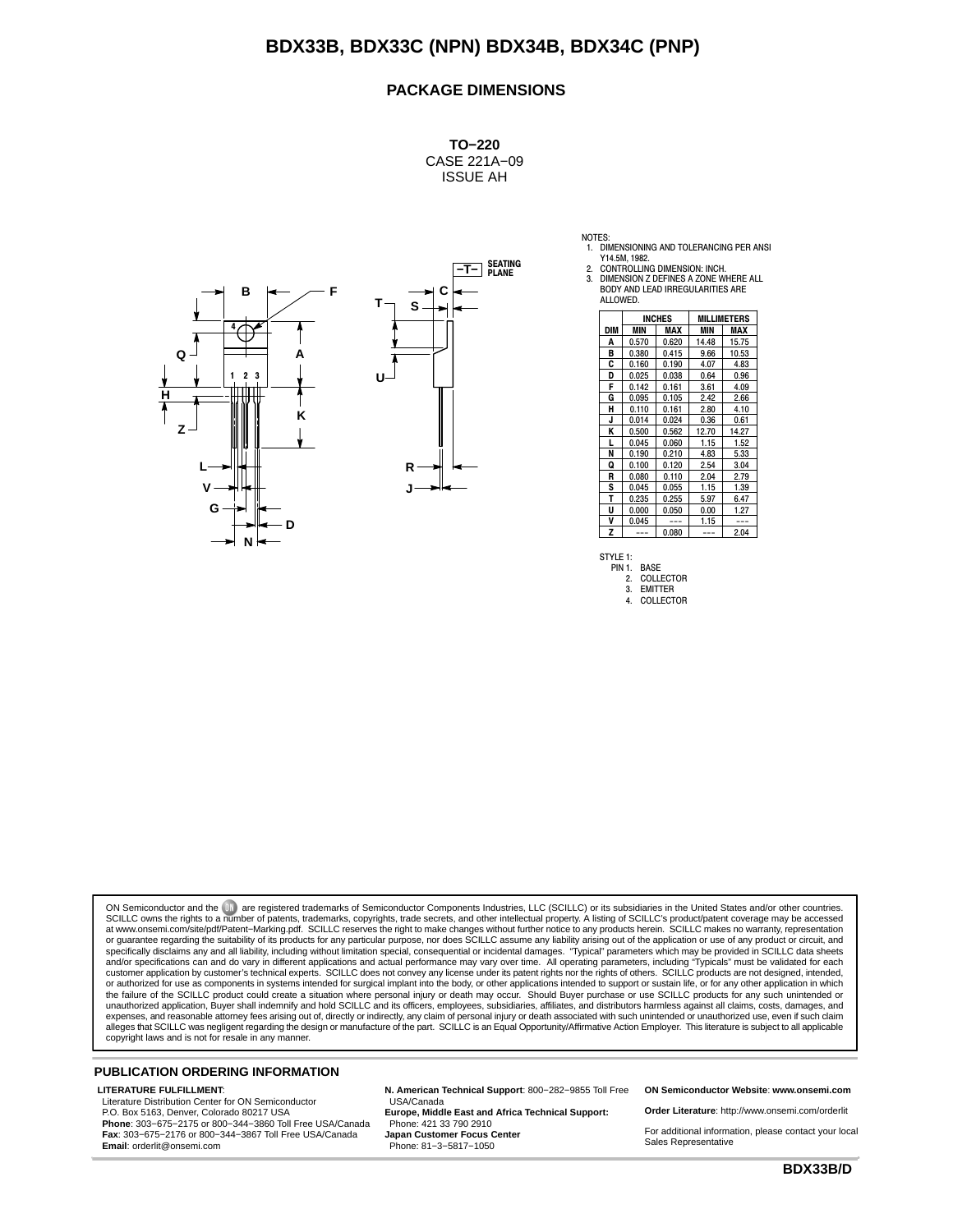## PACKAGE DIMENSIONS

**TO−220**
CASE 221A−09
ISSUE AH

NOTES:
1. DIMENSIONING AND TOLERANCING PER ANSI Y14.5M, 1982.
2. CONTROLLING DIMENSION: INCH.
3. DIMENSION Z DEFINES A ZONE WHERE ALL BODY AND LEAD IRREGULARITIES ARE ALLOWED.

| DIM | INCHES | | MILLIMETERS | |
|---|---|---|---|---|
| | MIN | MAX | MIN | MAX |
| A | 0.570 | 0.620 | 14.48 | 15.75 |
| B | 0.380 | 0.415 | 9.66 | 10.53 |
| C | 0.160 | 0.190 | 4.07 | 4.83 |
| D | 0.025 | 0.038 | 0.64 | 0.96 |
| F | 0.142 | 0.161 | 3.61 | 4.09 |
| G | 0.095 | 0.105 | 2.42 | 2.66 |
| H | 0.110 | 0.161 | 2.80 | 4.10 |
| J | 0.014 | 0.024 | 0.36 | 0.61 |
| K | 0.500 | 0.562 | 12.70 | 14.27 |
| L | 0.045 | 0.060 | 1.15 | 1.52 |
| N | 0.190 | 0.210 | 4.83 | 5.33 |
| Q | 0.100 | 0.120 | 2.54 | 3.04 |
| R | 0.080 | 0.110 | 2.04 | 2.79 |
| S | 0.045 | 0.055 | 1.15 | 1.39 |
| T | 0.235 | 0.255 | 5.97 | 6.47 |
| U | 0.000 | 0.050 | 0.00 | 1.27 |
| V | 0.045 | --- | 1.15 | --- |
| Z | --- | 0.080 | --- | 2.04 |

STYLE 1:
PIN 1. BASE
2. COLLECTOR
3. EMITTER
4. COLLECTOR

ON Semiconductor and the ON logo are registered trademarks of Semiconductor Components Industries, LLC (SCILLC) or its subsidiaries in the United States and/or other countries. SCILLC owns the rights to a number of patents, trademarks, copyrights, trade secrets, and other intellectual property. A listing of SCILLC's product/patent coverage may be accessed at www.onsemi.com/site/pdf/Patent−Marking.pdf. SCILLC reserves the right to make changes without further notice to any products herein. SCILLC makes no warranty, representation or guarantee regarding the suitability of its products for any particular purpose, nor does SCILLC assume any liability arising out of the application or use of any product or circuit, and specifically disclaims any and all liability, including without limitation special, consequential or incidental damages. "Typical" parameters which may be provided in SCILLC data sheets and/or specifications can and do vary in different applications and actual performance may vary over time. All operating parameters, including "Typicals" must be validated for each customer application by customer's technical experts. SCILLC does not convey any license under its patent rights nor the rights of others. SCILLC products are not designed, intended, or authorized for use as components in systems intended for surgical implant into the body, or other applications intended to support or sustain life, or for any other application in which the failure of the SCILLC product could create a situation where personal injury or death may occur. Should Buyer purchase or use SCILLC products for any such unintended or unauthorized application, Buyer shall indemnify and hold SCILLC and its officers, employees, subsidiaries, affiliates, and distributors harmless against all claims, costs, damages, and expenses, and reasonable attorney fees arising out of, directly or indirectly, any claim of personal injury or death associated with such unintended or unauthorized use, even if such claim alleges that SCILLC was negligent regarding the design or manufacture of the part. SCILLC is an Equal Opportunity/Affirmative Action Employer. This literature is subject to all applicable copyright laws and is not for resale in any manner.

### PUBLICATION ORDERING INFORMATION

**LITERATURE FULFILLMENT**:
Literature Distribution Center for ON Semiconductor
P.O. Box 5163, Denver, Colorado 80217 USA
**Phone**: 303−675−2175 or 800−344−3860 Toll Free USA/Canada
**Fax**: 303−675−2176 or 800−344−3867 Toll Free USA/Canada
**Email**: orderlit@onsemi.com

**N. American Technical Support**: 800−282−9855 Toll Free USA/Canada
**Europe, Middle East and Africa Technical Support:**
Phone: 421 33 790 2910
**Japan Customer Focus Center**
Phone: 81−3−5817−1050

**ON Semiconductor Website**: **www.onsemi.com**

**Order Literature**: http://www.onsemi.com/orderlit

For additional information, please contact your local Sales Representative

**BDX33B/D**